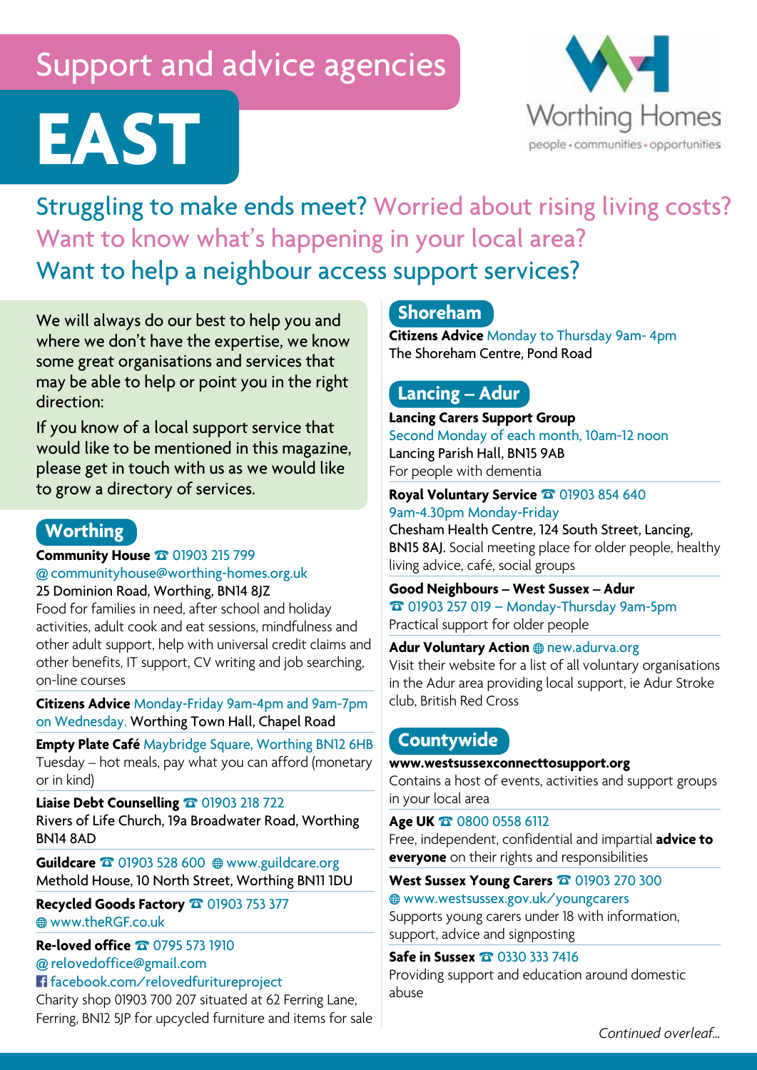# Support and advice agencies

# EAST

Worthing Homes
people • communities • opportunities

## Struggling to make ends meet? Worried about rising living costs? Want to know what's happening in your local area? Want to help a neighbour access support services?

We will always do our best to help you and where we don't have the expertise, we know some great organisations and services that may be able to help or point you in the right direction:

If you know of a local support service that would like to be mentioned in this magazine, please get in touch with us as we would like to grow a directory of services.

## Worthing

**Community House** ☎ 01903 215 799
@ communityhouse@worthing-homes.org.uk
25 Dominion Road, Worthing, BN14 8JZ
Food for families in need, after school and holiday activities, adult cook and eat sessions, mindfulness and other adult support, help with universal credit claims and other benefits, IT support, CV writing and job searching, on-line courses

**Citizens Advice** Monday-Friday 9am-4pm and 9am-7pm on Wednesday. Worthing Town Hall, Chapel Road

**Empty Plate Café** Maybridge Square, Worthing BN12 6HB
Tuesday – hot meals, pay what you can afford (monetary or in kind)

**Liaise Debt Counselling** ☎ 01903 218 722
Rivers of Life Church, 19a Broadwater Road, Worthing BN14 8AD

**Guildcare** ☎ 01903 528 600 www.guildcare.org
Methold House, 10 North Street, Worthing BN11 1DU

**Recycled Goods Factory** ☎ 01903 753 377
www.theRGF.co.uk

**Re-loved office** ☎ 0795 573 1910
@ relovedoffice@gmail.com
facebook.com/relovedfuritureproject
Charity shop 01903 700 207 situated at 62 Ferring Lane, Ferring, BN12 5JP for upcycled furniture and items for sale

## Shoreham

**Citizens Advice** Monday to Thursday 9am- 4pm
The Shoreham Centre, Pond Road

## Lancing – Adur

**Lancing Carers Support Group**
Second Monday of each month, 10am-12 noon
Lancing Parish Hall, BN15 9AB
For people with dementia

**Royal Voluntary Service** ☎ 01903 854 640
9am-4.30pm Monday-Friday
Chesham Health Centre, 124 South Street, Lancing, BN15 8AJ. Social meeting place for older people, healthy living advice, café, social groups

**Good Neighbours – West Sussex – Adur**
☎ 01903 257 019 – Monday-Thursday 9am-5pm
Practical support for older people

**Adur Voluntary Action** new.adurva.org
Visit their website for a list of all voluntary organisations in the Adur area providing local support, ie Adur Stroke club, British Red Cross

## Countywide

**www.westsussexconnecttosupport.org**
Contains a host of events, activities and support groups in your local area

**Age UK** ☎ 0800 0558 6112
Free, independent, confidential and impartial **advice to everyone** on their rights and responsibilities

**West Sussex Young Carers** ☎ 01903 270 300
www.westsussex.gov.uk/youngcarers
Supports young carers under 18 with information, support, advice and signposting

**Safe in Sussex** ☎ 0330 333 7416
Providing support and education around domestic abuse

*Continued overleaf...*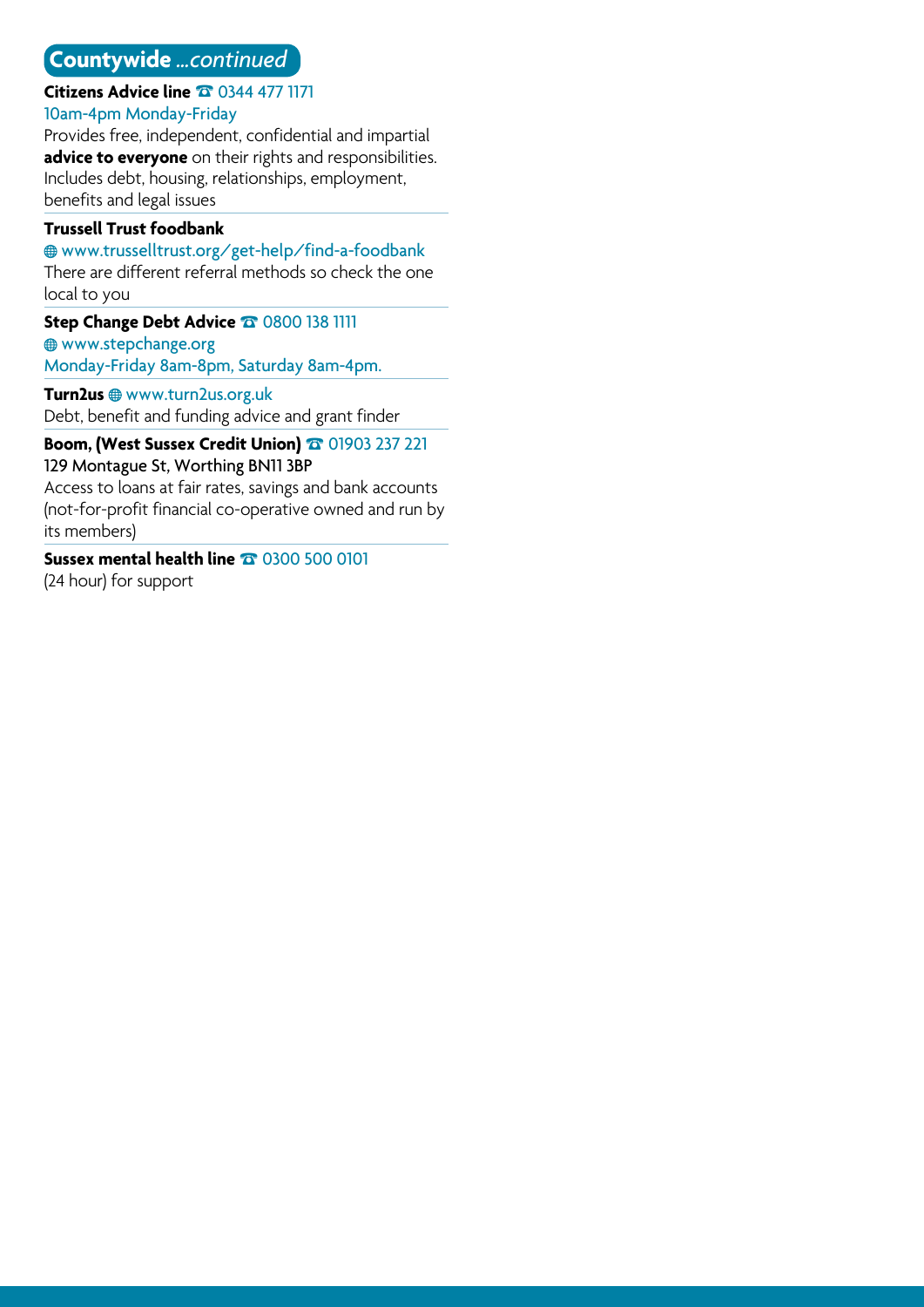## Countywide *...continued*

**Citizens Advice line** ☎ 0344 477 1171
10am-4pm Monday-Friday
Provides free, independent, confidential and impartial **advice to everyone** on their rights and responsibilities. Includes debt, housing, relationships, employment, benefits and legal issues

**Trussell Trust foodbank**
🌐 www.trusselltrust.org/get-help/find-a-foodbank
There are different referral methods so check the one local to you

**Step Change Debt Advice** ☎ 0800 138 1111
🌐 www.stepchange.org
Monday-Friday 8am-8pm, Saturday 8am-4pm.

**Turn2us** 🌐 www.turn2us.org.uk
Debt, benefit and funding advice and grant finder

**Boom, (West Sussex Credit Union)** ☎ 01903 237 221
129 Montague St, Worthing BN11 3BP
Access to loans at fair rates, savings and bank accounts (not-for-profit financial co-operative owned and run by its members)

**Sussex mental health line** ☎ 0300 500 0101
(24 hour) for support